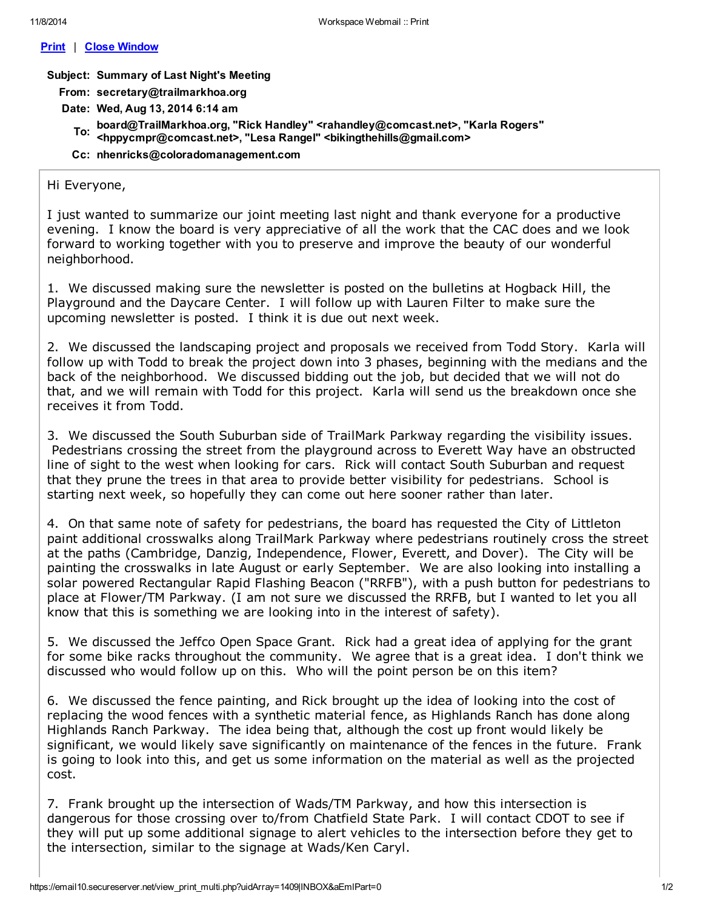Print | Close Window

**Subject:** Summary of Last Night's Meeting
**From:** secretary@trailmarkhoa.org
**Date:** Wed, Aug 13, 2014 6:14 am
**To:** board@TrailMarkhoa.org, "Rick Handley" <rahandley@comcast.net>, "Karla Rogers" <hppycmpr@comcast.net>, "Lesa Rangel" <bikingthehills@gmail.com>
**Cc:** nhenricks@coloradomanagement.com

Hi Everyone,

I just wanted to summarize our joint meeting last night and thank everyone for a productive evening. I know the board is very appreciative of all the work that the CAC does and we look forward to working together with you to preserve and improve the beauty of our wonderful neighborhood.

1. We discussed making sure the newsletter is posted on the bulletins at Hogback Hill, the Playground and the Daycare Center. I will follow up with Lauren Filter to make sure the upcoming newsletter is posted. I think it is due out next week.

2. We discussed the landscaping project and proposals we received from Todd Story. Karla will follow up with Todd to break the project down into 3 phases, beginning with the medians and the back of the neighborhood. We discussed bidding out the job, but decided that we will not do that, and we will remain with Todd for this project. Karla will send us the breakdown once she receives it from Todd.

3. We discussed the South Suburban side of TrailMark Parkway regarding the visibility issues. Pedestrians crossing the street from the playground across to Everett Way have an obstructed line of sight to the west when looking for cars. Rick will contact South Suburban and request that they prune the trees in that area to provide better visibility for pedestrians. School is starting next week, so hopefully they can come out here sooner rather than later.

4. On that same note of safety for pedestrians, the board has requested the City of Littleton paint additional crosswalks along TrailMark Parkway where pedestrians routinely cross the street at the paths (Cambridge, Danzig, Independence, Flower, Everett, and Dover). The City will be painting the crosswalks in late August or early September. We are also looking into installing a solar powered Rectangular Rapid Flashing Beacon ("RRFB"), with a push button for pedestrians to place at Flower/TM Parkway. (I am not sure we discussed the RRFB, but I wanted to let you all know that this is something we are looking into in the interest of safety).

5. We discussed the Jeffco Open Space Grant. Rick had a great idea of applying for the grant for some bike racks throughout the community. We agree that is a great idea. I don't think we discussed who would follow up on this. Who will the point person be on this item?

6. We discussed the fence painting, and Rick brought up the idea of looking into the cost of replacing the wood fences with a synthetic material fence, as Highlands Ranch has done along Highlands Ranch Parkway. The idea being that, although the cost up front would likely be significant, we would likely save significantly on maintenance of the fences in the future. Frank is going to look into this, and get us some information on the material as well as the projected cost.

7. Frank brought up the intersection of Wads/TM Parkway, and how this intersection is dangerous for those crossing over to/from Chatfield State Park. I will contact CDOT to see if they will put up some additional signage to alert vehicles to the intersection before they get to the intersection, similar to the signage at Wads/Ken Caryl.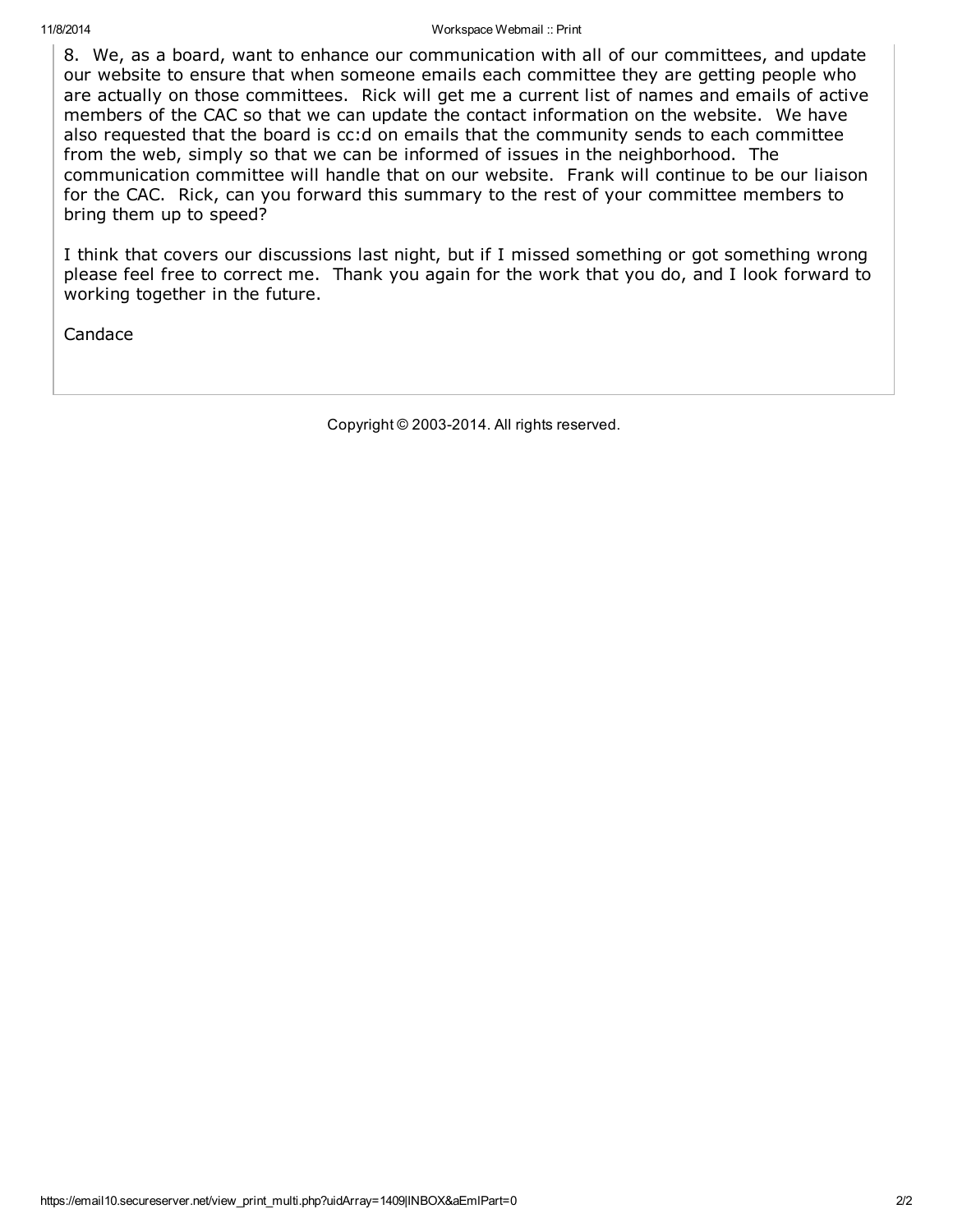8. We, as a board, want to enhance our communication with all of our committees, and update our website to ensure that when someone emails each committee they are getting people who are actually on those committees. Rick will get me a current list of names and emails of active members of the CAC so that we can update the contact information on the website. We have also requested that the board is cc:d on emails that the community sends to each committee from the web, simply so that we can be informed of issues in the neighborhood. The communication committee will handle that on our website. Frank will continue to be our liaison for the CAC. Rick, can you forward this summary to the rest of your committee members to bring them up to speed?

I think that covers our discussions last night, but if I missed something or got something wrong please feel free to correct me. Thank you again for the work that you do, and I look forward to working together in the future.

Candace

Copyright © 2003-2014. All rights reserved.